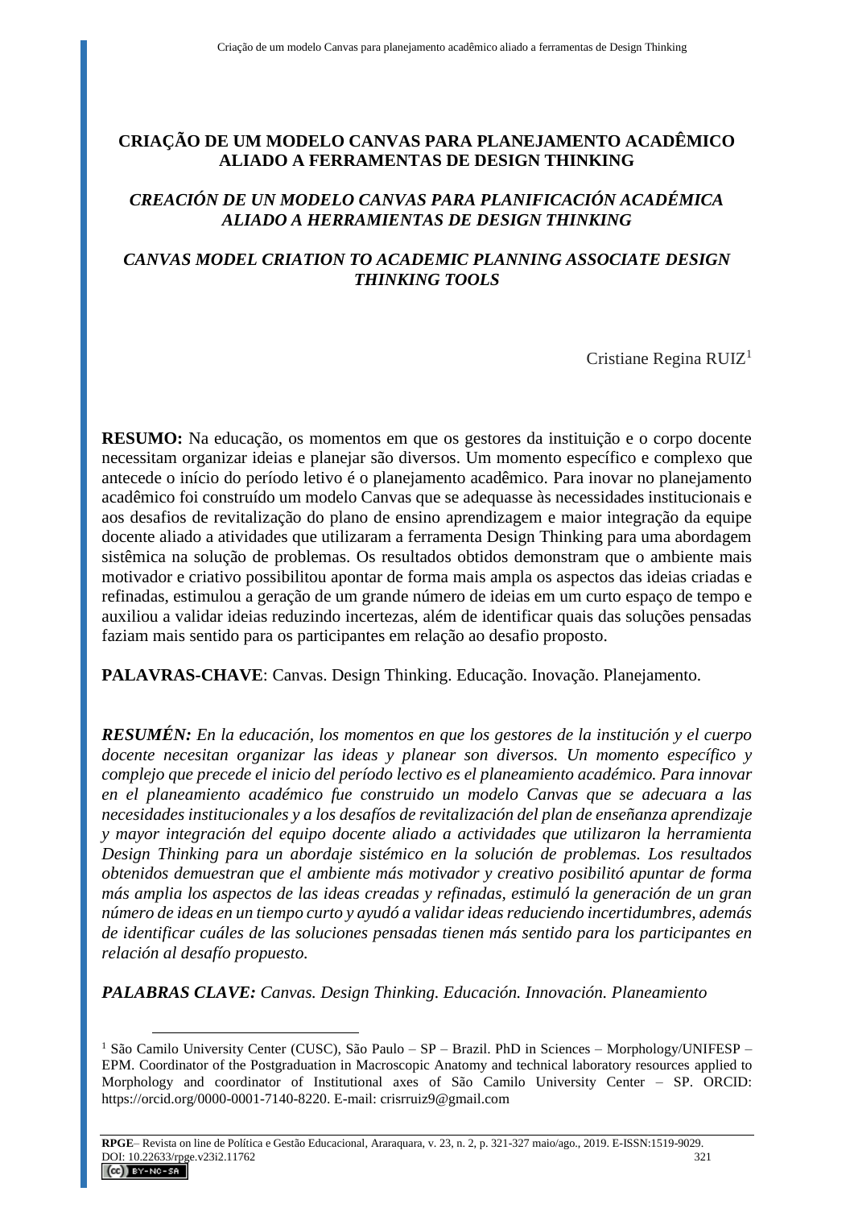# CRIAÇÃO DE UM MODELO CANVAS PARA PLANEJAMENTO ACADÊMICO ALIADO A FERRAMENTAS DE DESIGN THINKING

## *CREACIÓN DE UN MODELO CANVAS PARA PLANIFICACIÓN ACADÉMICA ALIADO A HERRAMIENTAS DE DESIGN THINKING*

## *CANVAS MODEL CRIATION TO ACADEMIC PLANNING ASSOCIATE DESIGN THINKING TOOLS*

Cristiane Regina RUIZ[1]

**RESUMO:** Na educação, os momentos em que os gestores da instituição e o corpo docente necessitam organizar ideias e planejar são diversos. Um momento específico e complexo que antecede o início do período letivo é o planejamento acadêmico. Para inovar no planejamento acadêmico foi construído um modelo Canvas que se adequasse às necessidades institucionais e aos desafios de revitalização do plano de ensino aprendizagem e maior integração da equipe docente aliado a atividades que utilizaram a ferramenta Design Thinking para uma abordagem sistêmica na solução de problemas. Os resultados obtidos demonstram que o ambiente mais motivador e criativo possibilitou apontar de forma mais ampla os aspectos das ideias criadas e refinadas, estimulou a geração de um grande número de ideias em um curto espaço de tempo e auxiliou a validar ideias reduzindo incertezas, além de identificar quais das soluções pensadas faziam mais sentido para os participantes em relação ao desafio proposto.

**PALAVRAS-CHAVE**: Canvas. Design Thinking. Educação. Inovação. Planejamento.

***RESUMÉN:*** *En la educación, los momentos en que los gestores de la institución y el cuerpo docente necesitan organizar las ideas y planear son diversos. Un momento específico y complejo que precede el inicio del período lectivo es el planeamiento académico. Para innovar en el planeamiento académico fue construido un modelo Canvas que se adecuara a las necesidades institucionales y a los desafíos de revitalización del plan de enseñanza aprendizaje y mayor integración del equipo docente aliado a actividades que utilizaron la herramienta Design Thinking para un abordaje sistémico en la solución de problemas. Los resultados obtenidos demuestran que el ambiente más motivador y creativo posibilitó apuntar de forma más amplia los aspectos de las ideas creadas y refinadas, estimuló la generación de un gran número de ideas en un tiempo curto y ayudó a validar ideas reduciendo incertidumbres, además de identificar cuáles de las soluciones pensadas tienen más sentido para los participantes en relación al desafío propuesto.*

***PALABRAS CLAVE:*** *Canvas. Design Thinking. Educación. Innovación. Planeamiento*

---

[1] São Camilo University Center (CUSC), São Paulo – SP – Brazil. PhD in Sciences – Morphology/UNIFESP – EPM. Coordinator of the Postgraduation in Macroscopic Anatomy and technical laboratory resources applied to Morphology and coordinator of Institutional axes of São Camilo University Center – SP. ORCID: https://orcid.org/0000-0001-7140-8220. E-mail: crisrruiz9@gmail.com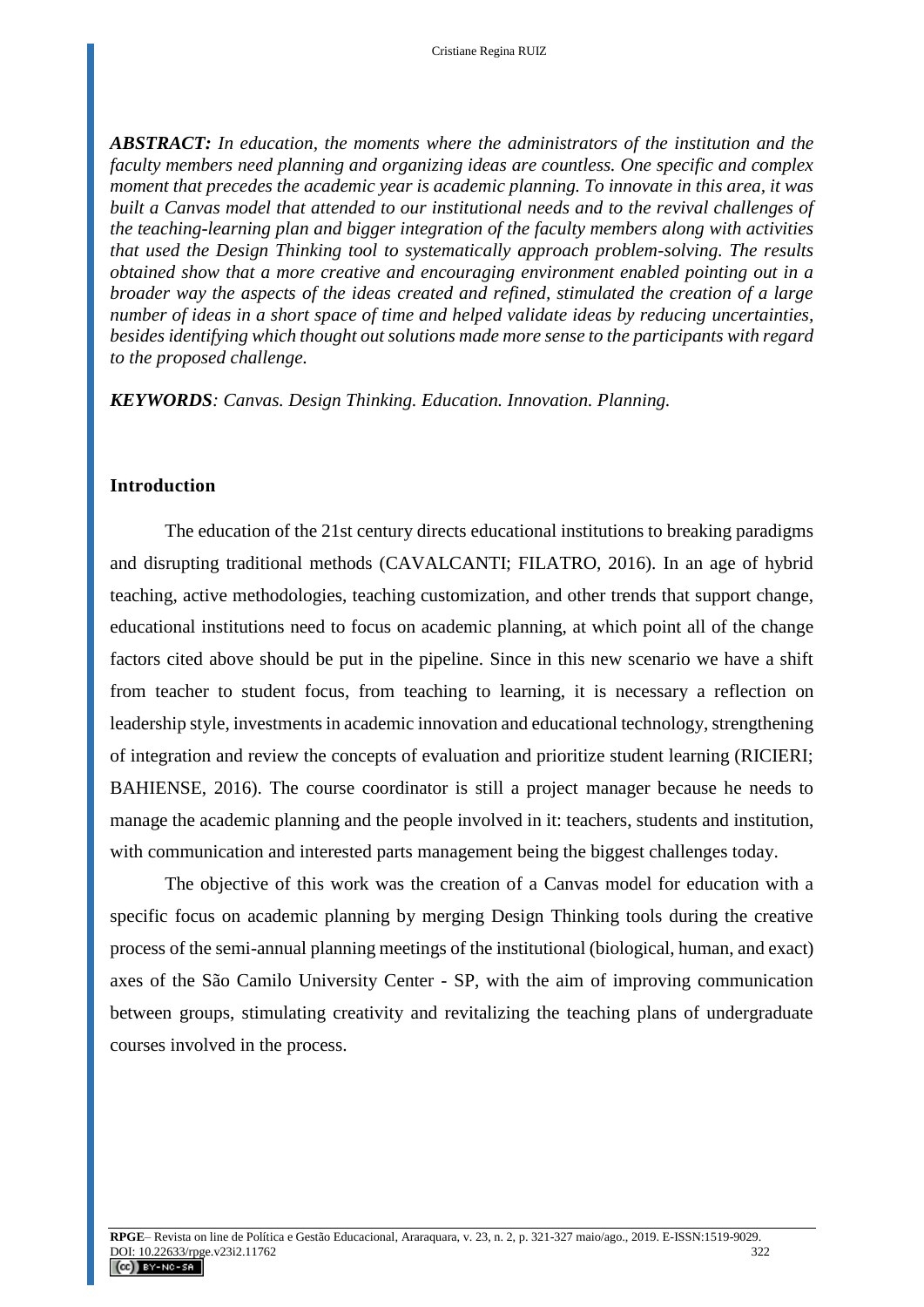***ABSTRACT:*** *In education, the moments where the administrators of the institution and the faculty members need planning and organizing ideas are countless. One specific and complex moment that precedes the academic year is academic planning. To innovate in this area, it was built a Canvas model that attended to our institutional needs and to the revival challenges of the teaching-learning plan and bigger integration of the faculty members along with activities that used the Design Thinking tool to systematically approach problem-solving. The results obtained show that a more creative and encouraging environment enabled pointing out in a broader way the aspects of the ideas created and refined, stimulated the creation of a large number of ideas in a short space of time and helped validate ideas by reducing uncertainties, besides identifying which thought out solutions made more sense to the participants with regard to the proposed challenge.*

***KEYWORDS****: Canvas. Design Thinking. Education. Innovation. Planning.*

## Introduction

The education of the 21st century directs educational institutions to breaking paradigms and disrupting traditional methods (CAVALCANTI; FILATRO, 2016). In an age of hybrid teaching, active methodologies, teaching customization, and other trends that support change, educational institutions need to focus on academic planning, at which point all of the change factors cited above should be put in the pipeline. Since in this new scenario we have a shift from teacher to student focus, from teaching to learning, it is necessary a reflection on leadership style, investments in academic innovation and educational technology, strengthening of integration and review the concepts of evaluation and prioritize student learning (RICIERI; BAHIENSE, 2016). The course coordinator is still a project manager because he needs to manage the academic planning and the people involved in it: teachers, students and institution, with communication and interested parts management being the biggest challenges today.

The objective of this work was the creation of a Canvas model for education with a specific focus on academic planning by merging Design Thinking tools during the creative process of the semi-annual planning meetings of the institutional (biological, human, and exact) axes of the São Camilo University Center - SP, with the aim of improving communication between groups, stimulating creativity and revitalizing the teaching plans of undergraduate courses involved in the process.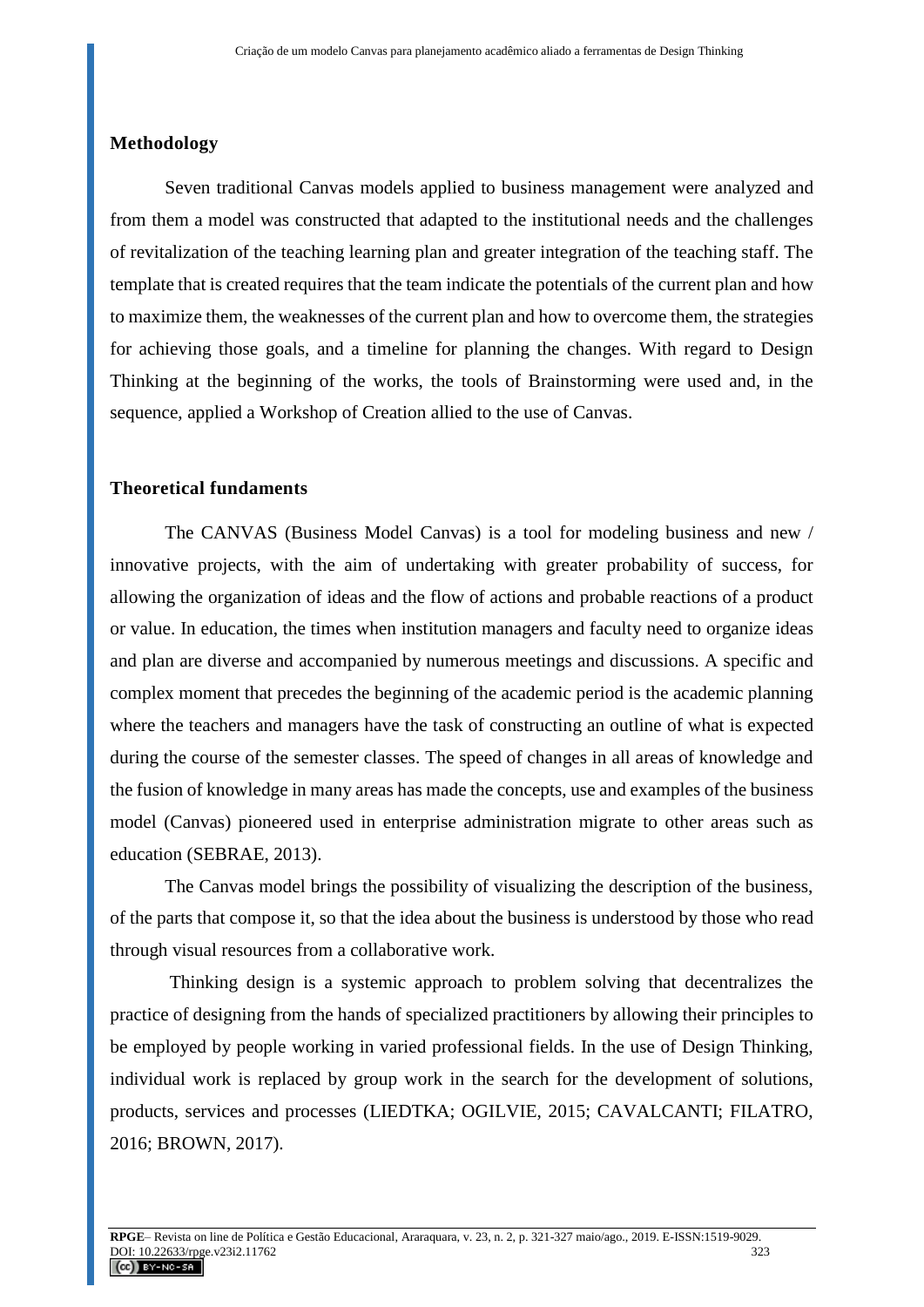## Methodology

Seven traditional Canvas models applied to business management were analyzed and from them a model was constructed that adapted to the institutional needs and the challenges of revitalization of the teaching learning plan and greater integration of the teaching staff. The template that is created requires that the team indicate the potentials of the current plan and how to maximize them, the weaknesses of the current plan and how to overcome them, the strategies for achieving those goals, and a timeline for planning the changes. With regard to Design Thinking at the beginning of the works, the tools of Brainstorming were used and, in the sequence, applied a Workshop of Creation allied to the use of Canvas.

## Theoretical fundaments

The CANVAS (Business Model Canvas) is a tool for modeling business and new / innovative projects, with the aim of undertaking with greater probability of success, for allowing the organization of ideas and the flow of actions and probable reactions of a product or value. In education, the times when institution managers and faculty need to organize ideas and plan are diverse and accompanied by numerous meetings and discussions. A specific and complex moment that precedes the beginning of the academic period is the academic planning where the teachers and managers have the task of constructing an outline of what is expected during the course of the semester classes. The speed of changes in all areas of knowledge and the fusion of knowledge in many areas has made the concepts, use and examples of the business model (Canvas) pioneered used in enterprise administration migrate to other areas such as education (SEBRAE, 2013).

The Canvas model brings the possibility of visualizing the description of the business, of the parts that compose it, so that the idea about the business is understood by those who read through visual resources from a collaborative work.

Thinking design is a systemic approach to problem solving that decentralizes the practice of designing from the hands of specialized practitioners by allowing their principles to be employed by people working in varied professional fields. In the use of Design Thinking, individual work is replaced by group work in the search for the development of solutions, products, services and processes (LIEDTKA; OGILVIE, 2015; CAVALCANTI; FILATRO, 2016; BROWN, 2017).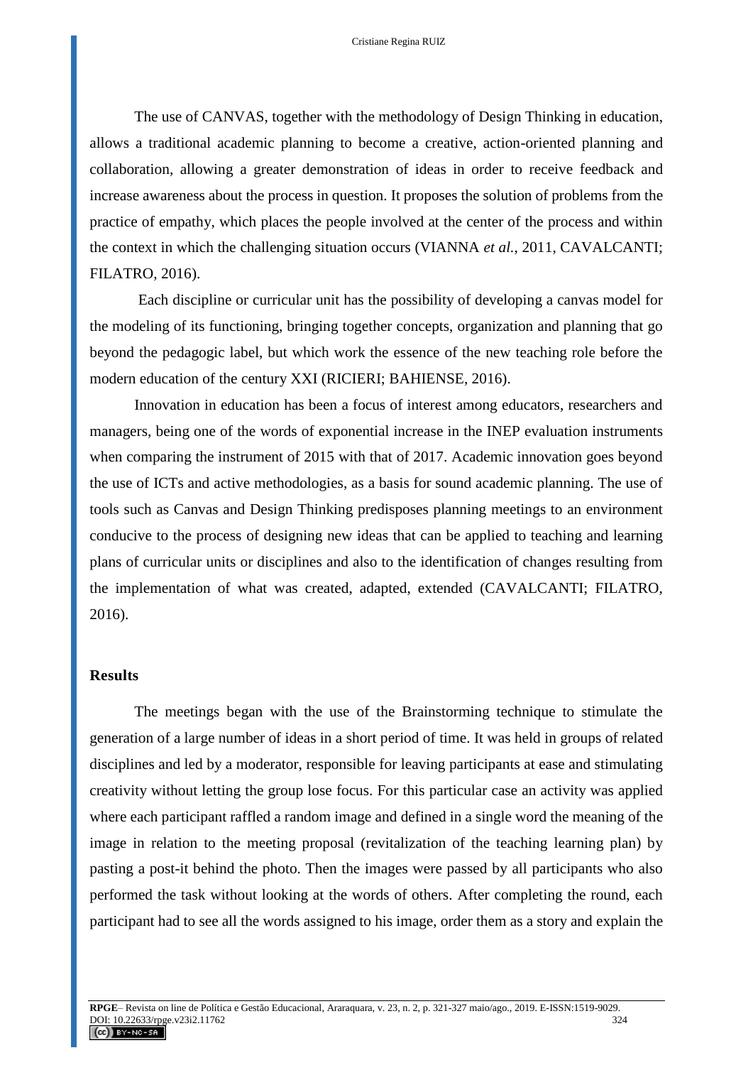The use of CANVAS, together with the methodology of Design Thinking in education, allows a traditional academic planning to become a creative, action-oriented planning and collaboration, allowing a greater demonstration of ideas in order to receive feedback and increase awareness about the process in question. It proposes the solution of problems from the practice of empathy, which places the people involved at the center of the process and within the context in which the challenging situation occurs (VIANNA *et al.*, 2011, CAVALCANTI; FILATRO, 2016).

Each discipline or curricular unit has the possibility of developing a canvas model for the modeling of its functioning, bringing together concepts, organization and planning that go beyond the pedagogic label, but which work the essence of the new teaching role before the modern education of the century XXI (RICIERI; BAHIENSE, 2016).

Innovation in education has been a focus of interest among educators, researchers and managers, being one of the words of exponential increase in the INEP evaluation instruments when comparing the instrument of 2015 with that of 2017. Academic innovation goes beyond the use of ICTs and active methodologies, as a basis for sound academic planning. The use of tools such as Canvas and Design Thinking predisposes planning meetings to an environment conducive to the process of designing new ideas that can be applied to teaching and learning plans of curricular units or disciplines and also to the identification of changes resulting from the implementation of what was created, adapted, extended (CAVALCANTI; FILATRO, 2016).

## Results

The meetings began with the use of the Brainstorming technique to stimulate the generation of a large number of ideas in a short period of time. It was held in groups of related disciplines and led by a moderator, responsible for leaving participants at ease and stimulating creativity without letting the group lose focus. For this particular case an activity was applied where each participant raffled a random image and defined in a single word the meaning of the image in relation to the meeting proposal (revitalization of the teaching learning plan) by pasting a post-it behind the photo. Then the images were passed by all participants who also performed the task without looking at the words of others. After completing the round, each participant had to see all the words assigned to his image, order them as a story and explain the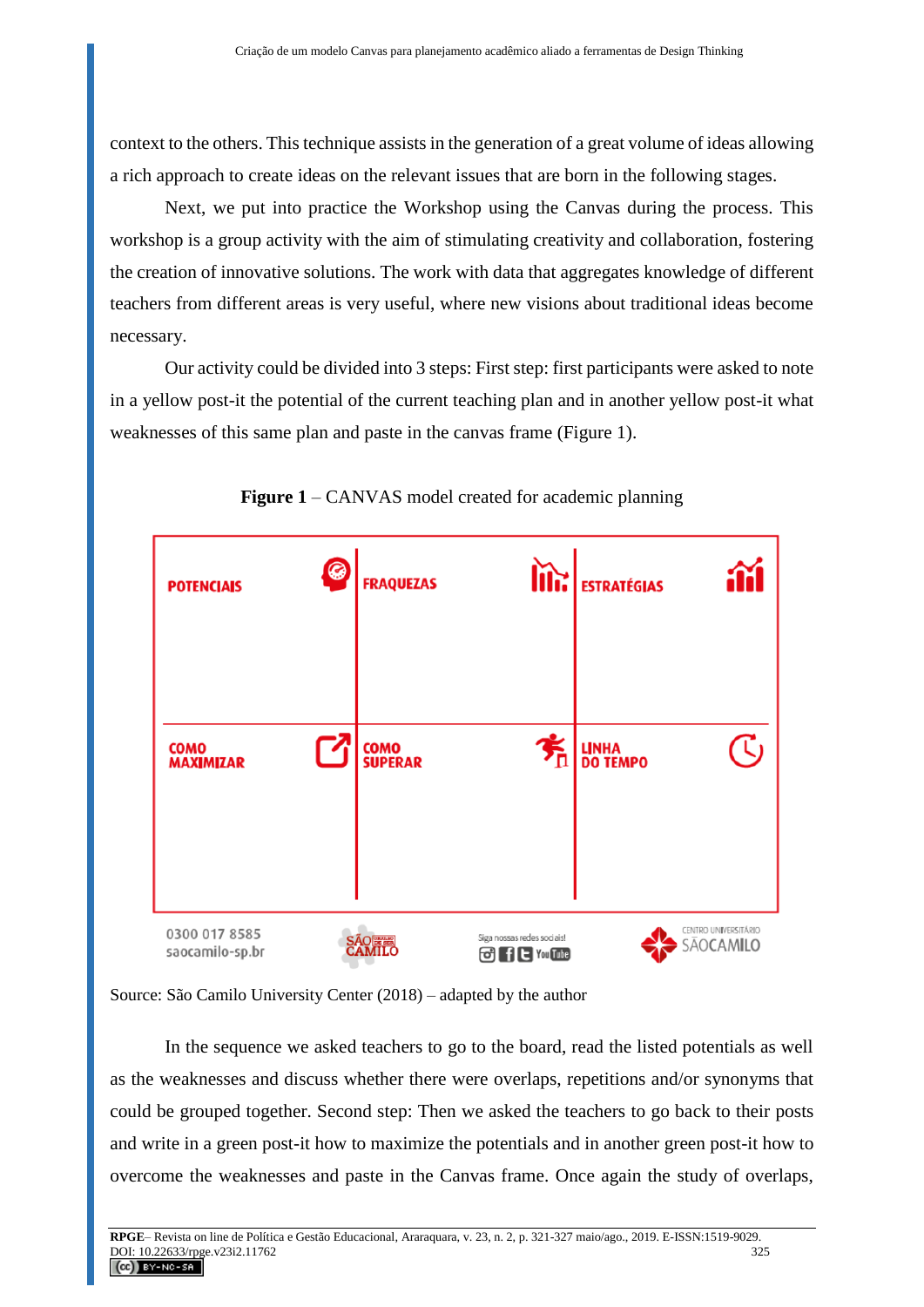context to the others. This technique assists in the generation of a great volume of ideas allowing a rich approach to create ideas on the relevant issues that are born in the following stages.

Next, we put into practice the Workshop using the Canvas during the process. This workshop is a group activity with the aim of stimulating creativity and collaboration, fostering the creation of innovative solutions. The work with data that aggregates knowledge of different teachers from different areas is very useful, where new visions about traditional ideas become necessary.

Our activity could be divided into 3 steps: First step: first participants were asked to note in a yellow post-it the potential of the current teaching plan and in another yellow post-it what weaknesses of this same plan and paste in the canvas frame (Figure 1).

**Figure 1** – CANVAS model created for academic planning

| POTENCIAIS | FRAQUEZAS | ESTRATÉGIAS |
|---|---|---|
| COMO MAXIMIZAR | COMO SUPERAR | LINHA DO TEMPO |

0300 017 8585
saocamilo-sp.br

Siga nossas redes sociais!

CENTRO UNIVERSITÁRIO SÃOCAMILO

Source: São Camilo University Center (2018) – adapted by the author

In the sequence we asked teachers to go to the board, read the listed potentials as well as the weaknesses and discuss whether there were overlaps, repetitions and/or synonyms that could be grouped together. Second step: Then we asked the teachers to go back to their posts and write in a green post-it how to maximize the potentials and in another green post-it how to overcome the weaknesses and paste in the Canvas frame. Once again the study of overlaps,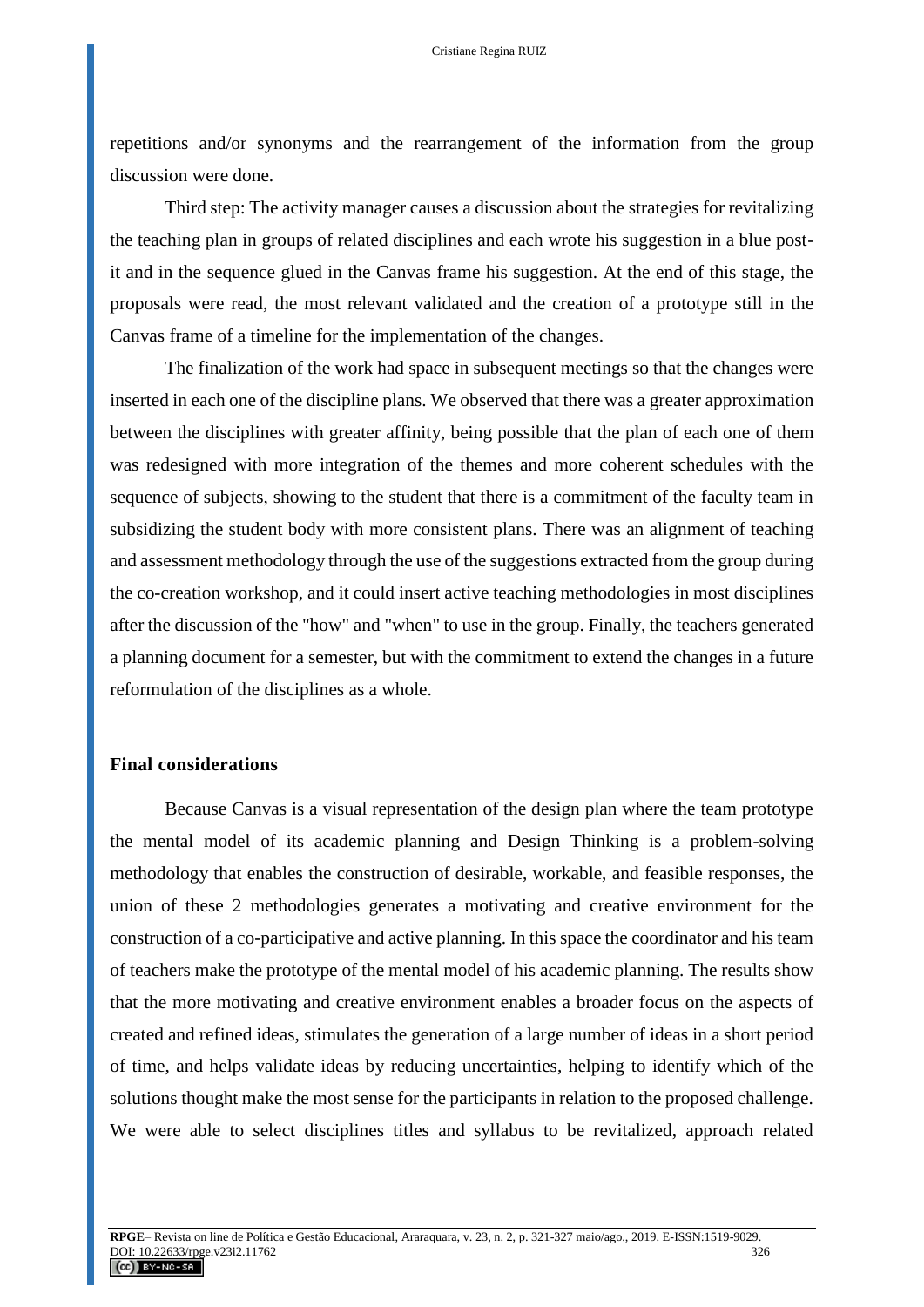repetitions and/or synonyms and the rearrangement of the information from the group discussion were done.

Third step: The activity manager causes a discussion about the strategies for revitalizing the teaching plan in groups of related disciplines and each wrote his suggestion in a blue post-it and in the sequence glued in the Canvas frame his suggestion. At the end of this stage, the proposals were read, the most relevant validated and the creation of a prototype still in the Canvas frame of a timeline for the implementation of the changes.

The finalization of the work had space in subsequent meetings so that the changes were inserted in each one of the discipline plans. We observed that there was a greater approximation between the disciplines with greater affinity, being possible that the plan of each one of them was redesigned with more integration of the themes and more coherent schedules with the sequence of subjects, showing to the student that there is a commitment of the faculty team in subsidizing the student body with more consistent plans. There was an alignment of teaching and assessment methodology through the use of the suggestions extracted from the group during the co-creation workshop, and it could insert active teaching methodologies in most disciplines after the discussion of the "how" and "when" to use in the group. Finally, the teachers generated a planning document for a semester, but with the commitment to extend the changes in a future reformulation of the disciplines as a whole.

## Final considerations

Because Canvas is a visual representation of the design plan where the team prototype the mental model of its academic planning and Design Thinking is a problem-solving methodology that enables the construction of desirable, workable, and feasible responses, the union of these 2 methodologies generates a motivating and creative environment for the construction of a co-participative and active planning. In this space the coordinator and his team of teachers make the prototype of the mental model of his academic planning. The results show that the more motivating and creative environment enables a broader focus on the aspects of created and refined ideas, stimulates the generation of a large number of ideas in a short period of time, and helps validate ideas by reducing uncertainties, helping to identify which of the solutions thought make the most sense for the participants in relation to the proposed challenge. We were able to select disciplines titles and syllabus to be revitalized, approach related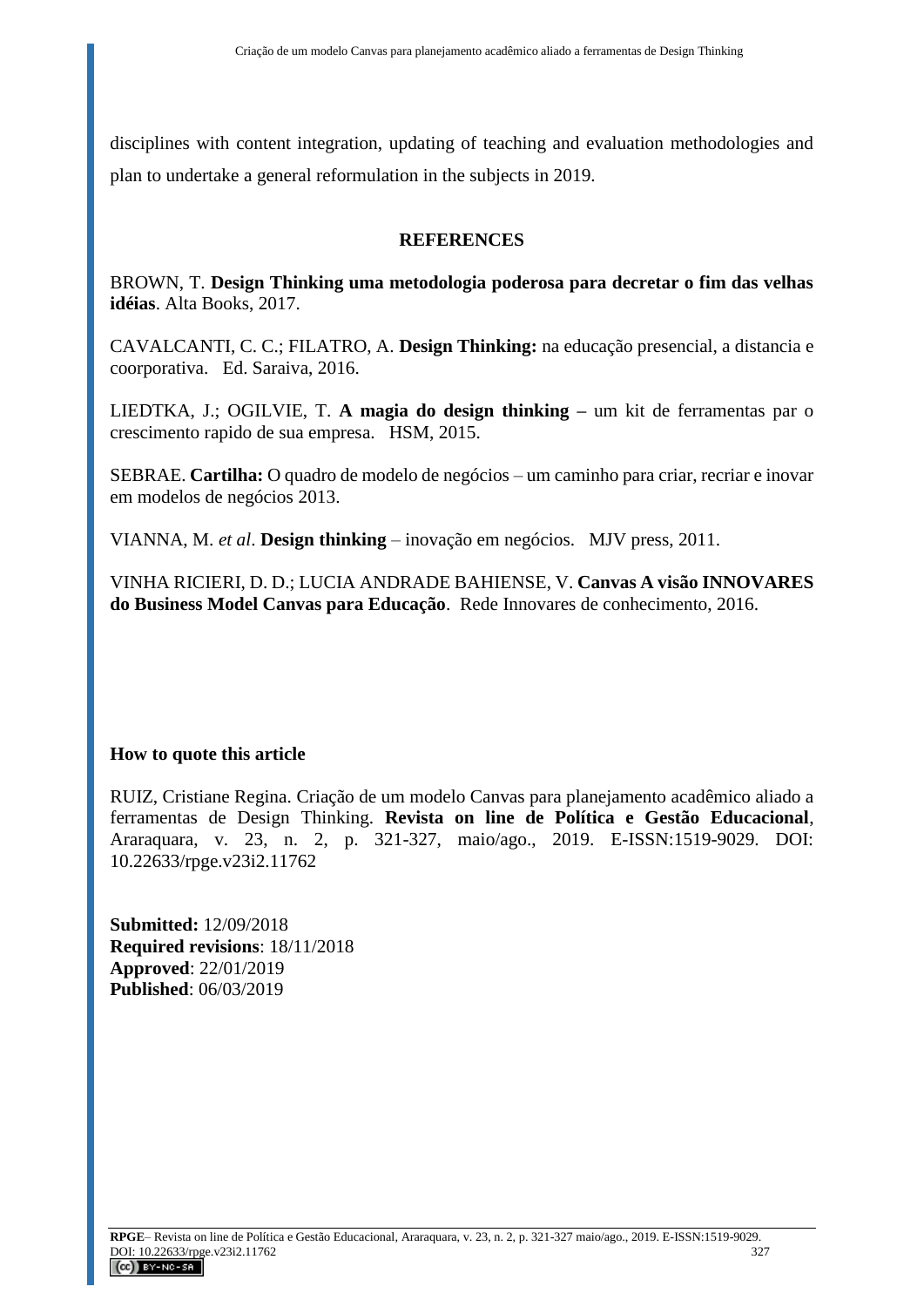disciplines with content integration, updating of teaching and evaluation methodologies and plan to undertake a general reformulation in the subjects in 2019.

## REFERENCES

BROWN, T. **Design Thinking uma metodologia poderosa para decretar o fim das velhas idéias**. Alta Books, 2017.

CAVALCANTI, C. C.; FILATRO, A. **Design Thinking:** na educação presencial, a distancia e coorporativa. Ed. Saraiva, 2016.

LIEDTKA, J.; OGILVIE, T. **A magia do design thinking –** um kit de ferramentas par o crescimento rapido de sua empresa. HSM, 2015.

SEBRAE. **Cartilha:** O quadro de modelo de negócios – um caminho para criar, recriar e inovar em modelos de negócios 2013.

VIANNA, M. *et al*. **Design thinking** – inovação em negócios. MJV press, 2011.

VINHA RICIERI, D. D.; LUCIA ANDRADE BAHIENSE, V. **Canvas A visão INNOVARES do Business Model Canvas para Educação**. Rede Innovares de conhecimento, 2016.

### How to quote this article

RUIZ, Cristiane Regina. Criação de um modelo Canvas para planejamento acadêmico aliado a ferramentas de Design Thinking. **Revista on line de Política e Gestão Educacional**, Araraquara, v. 23, n. 2, p. 321-327, maio/ago., 2019. E-ISSN:1519-9029. DOI: 10.22633/rpge.v23i2.11762

**Submitted:** 12/09/2018
**Required revisions**: 18/11/2018
**Approved**: 22/01/2019
**Published**: 06/03/2019